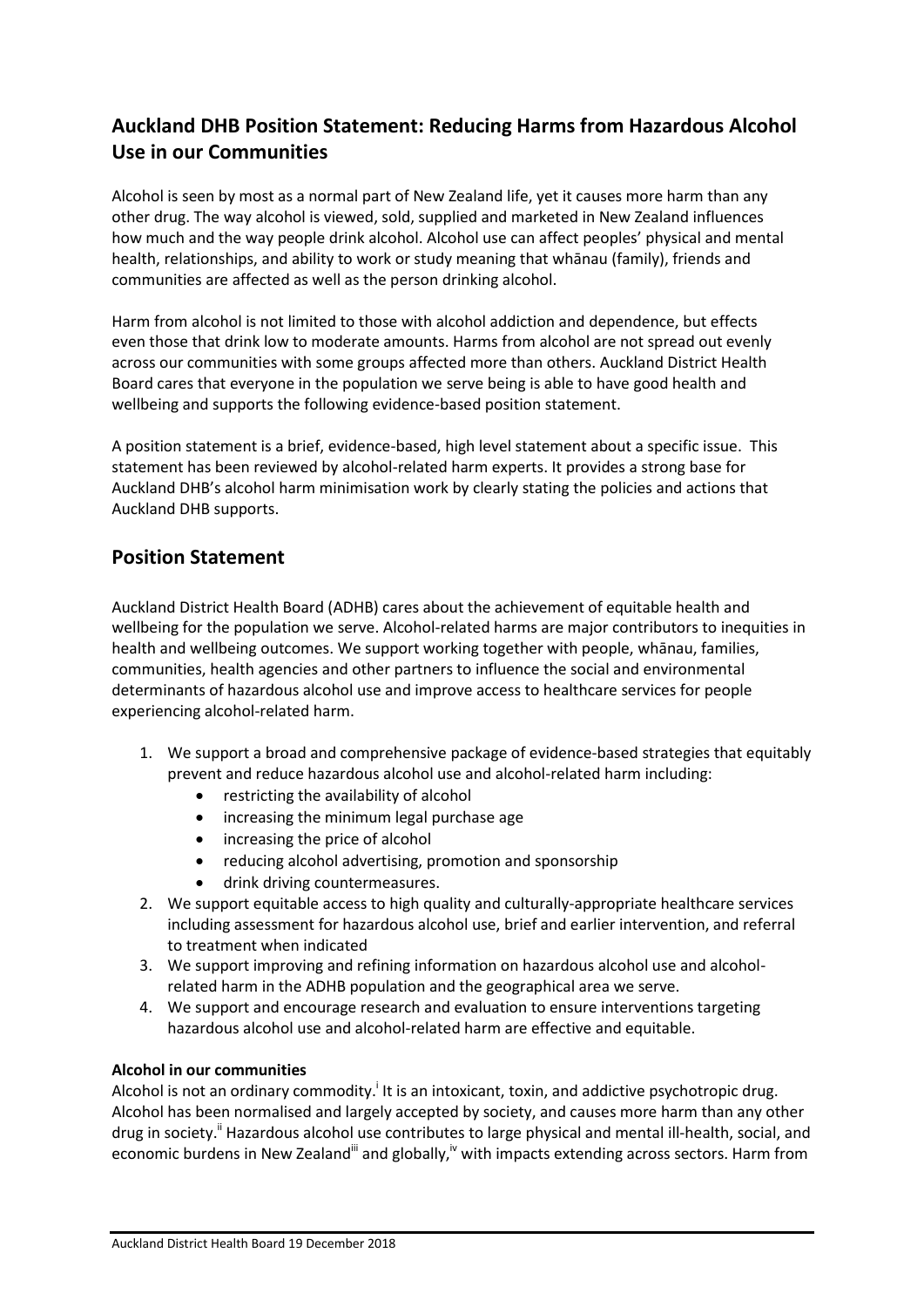## Auckland DHB Position Statement: Reducing Harms from Hazardous Alcohol Use in our Communities

Alcohol is seen by most as a normal part of New Zealand life, yet it causes more harm than any other drug. The way alcohol is viewed, sold, supplied and marketed in New Zealand influences how much and the way people drink alcohol. Alcohol use can affect peoples' physical and mental health, relationships, and ability to work or study meaning that whānau (family), friends and communities are affected as well as the person drinking alcohol.

Harm from alcohol is not limited to those with alcohol addiction and dependence, but effects even those that drink low to moderate amounts. Harms from alcohol are not spread out evenly across our communities with some groups affected more than others. Auckland District Health Board cares that everyone in the population we serve being is able to have good health and wellbeing and supports the following evidence-based position statement.

A position statement is a brief, evidence-based, high level statement about a specific issue. This statement has been reviewed by alcohol-related harm experts. It provides a strong base for Auckland DHB's alcohol harm minimisation work by clearly stating the policies and actions that Auckland DHB supports.

## Position Statement

Auckland District Health Board (ADHB) cares about the achievement of equitable health and wellbeing for the population we serve. Alcohol-related harms are major contributors to inequities in health and wellbeing outcomes. We support working together with people, whānau, families, communities, health agencies and other partners to influence the social and environmental determinants of hazardous alcohol use and improve access to healthcare services for people experiencing alcohol-related harm.

1. We support a broad and comprehensive package of evidence-based strategies that equitably prevent and reduce hazardous alcohol use and alcohol-related harm including:
    - restricting the availability of alcohol
    - increasing the minimum legal purchase age
    - increasing the price of alcohol
    - reducing alcohol advertising, promotion and sponsorship
    - drink driving countermeasures.
2. We support equitable access to high quality and culturally-appropriate healthcare services including assessment for hazardous alcohol use, brief and earlier intervention, and referral to treatment when indicated
3. We support improving and refining information on hazardous alcohol use and alcohol-related harm in the ADHB population and the geographical area we serve.
4. We support and encourage research and evaluation to ensure interventions targeting hazardous alcohol use and alcohol-related harm are effective and equitable.

**Alcohol in our communities**

Alcohol is not an ordinary commodity.[i] It is an intoxicant, toxin, and addictive psychotropic drug. Alcohol has been normalised and largely accepted by society, and causes more harm than any other drug in society.[ii] Hazardous alcohol use contributes to large physical and mental ill-health, social, and economic burdens in New Zealand[iii] and globally,[iv] with impacts extending across sectors. Harm from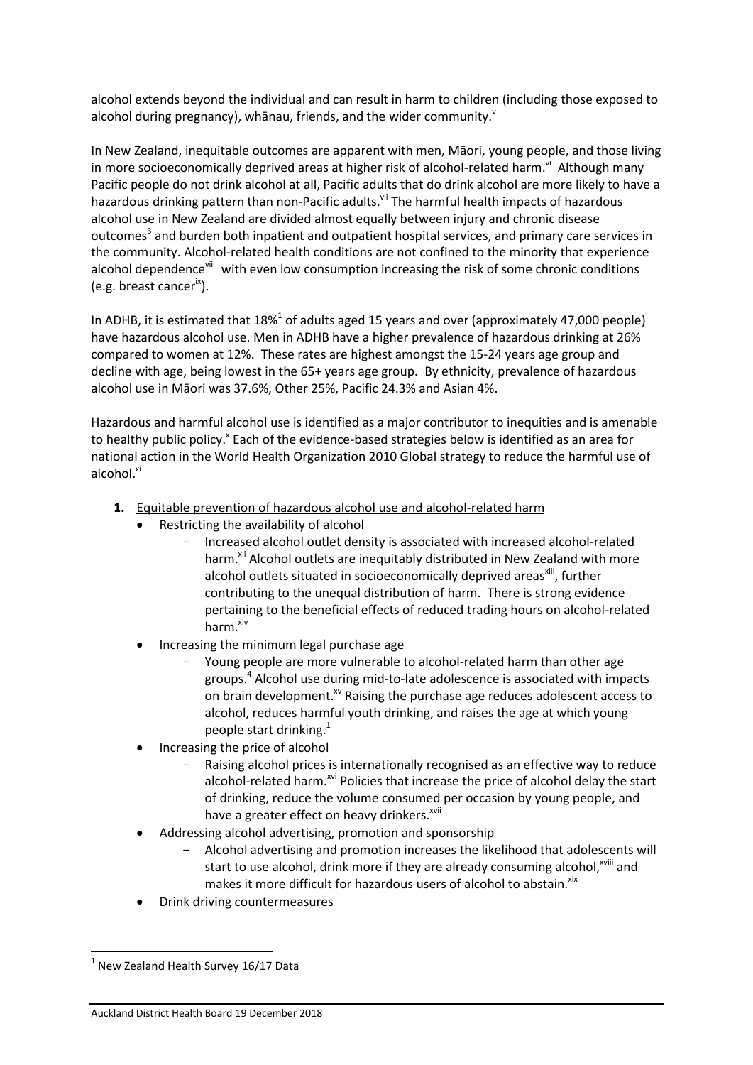alcohol extends beyond the individual and can result in harm to children (including those exposed to alcohol during pregnancy), whānau, friends, and the wider community.[v]

In New Zealand, inequitable outcomes are apparent with men, Māori, young people, and those living in more socioeconomically deprived areas at higher risk of alcohol-related harm.[vi] Although many Pacific people do not drink alcohol at all, Pacific adults that do drink alcohol are more likely to have a hazardous drinking pattern than non-Pacific adults.[vii] The harmful health impacts of hazardous alcohol use in New Zealand are divided almost equally between injury and chronic disease outcomes[3] and burden both inpatient and outpatient hospital services, and primary care services in the community. Alcohol-related health conditions are not confined to the minority that experience alcohol dependence[viii] with even low consumption increasing the risk of some chronic conditions (e.g. breast cancer[ix]).

In ADHB, it is estimated that 18%[1] of adults aged 15 years and over (approximately 47,000 people) have hazardous alcohol use. Men in ADHB have a higher prevalence of hazardous drinking at 26% compared to women at 12%. These rates are highest amongst the 15-24 years age group and decline with age, being lowest in the 65+ years age group. By ethnicity, prevalence of hazardous alcohol use in Māori was 37.6%, Other 25%, Pacific 24.3% and Asian 4%.

Hazardous and harmful alcohol use is identified as a major contributor to inequities and is amenable to healthy public policy.[x] Each of the evidence-based strategies below is identified as an area for national action in the World Health Organization 2010 Global strategy to reduce the harmful use of alcohol.[xi]

1. Equitable prevention of hazardous alcohol use and alcohol-related harm
   - Restricting the availability of alcohol
     - Increased alcohol outlet density is associated with increased alcohol-related harm.[xii] Alcohol outlets are inequitably distributed in New Zealand with more alcohol outlets situated in socioeconomically deprived areas[xiii], further contributing to the unequal distribution of harm. There is strong evidence pertaining to the beneficial effects of reduced trading hours on alcohol-related harm.[xiv]
   - Increasing the minimum legal purchase age
     - Young people are more vulnerable to alcohol-related harm than other age groups.[4] Alcohol use during mid-to-late adolescence is associated with impacts on brain development.[xv] Raising the purchase age reduces adolescent access to alcohol, reduces harmful youth drinking, and raises the age at which young people start drinking.[1]
   - Increasing the price of alcohol
     - Raising alcohol prices is internationally recognised as an effective way to reduce alcohol-related harm.[xvi] Policies that increase the price of alcohol delay the start of drinking, reduce the volume consumed per occasion by young people, and have a greater effect on heavy drinkers.[xvii]
   - Addressing alcohol advertising, promotion and sponsorship
     - Alcohol advertising and promotion increases the likelihood that adolescents will start to use alcohol, drink more if they are already consuming alcohol,[xviii] and makes it more difficult for hazardous users of alcohol to abstain.[xix]
   - Drink driving countermeasures

[1] New Zealand Health Survey 16/17 Data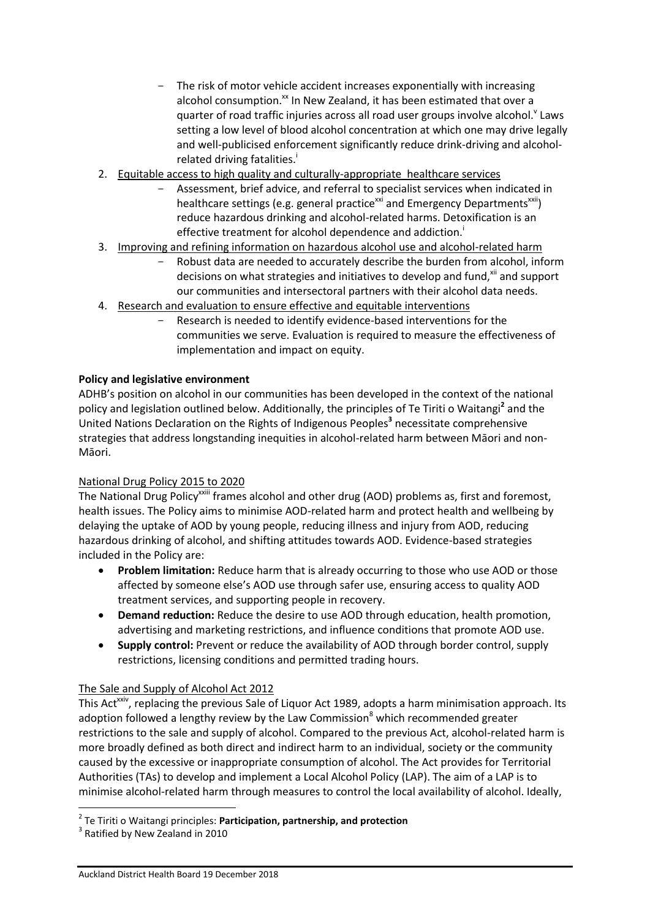- The risk of motor vehicle accident increases exponentially with increasing alcohol consumption.[xx] In New Zealand, it has been estimated that over a quarter of road traffic injuries across all road user groups involve alcohol.[v] Laws setting a low level of blood alcohol concentration at which one may drive legally and well-publicised enforcement significantly reduce drink-driving and alcohol-related driving fatalities.[i]

2. Equitable access to high quality and culturally-appropriate healthcare services
   - Assessment, brief advice, and referral to specialist services when indicated in healthcare settings (e.g. general practice[xxi] and Emergency Departments[xxii]) reduce hazardous drinking and alcohol-related harms. Detoxification is an effective treatment for alcohol dependence and addiction.[i]
3. Improving and refining information on hazardous alcohol use and alcohol-related harm
   - Robust data are needed to accurately describe the burden from alcohol, inform decisions on what strategies and initiatives to develop and fund,[xii] and support our communities and intersectoral partners with their alcohol data needs.
4. Research and evaluation to ensure effective and equitable interventions
   - Research is needed to identify evidence-based interventions for the communities we serve. Evaluation is required to measure the effectiveness of implementation and impact on equity.

**Policy and legislative environment**

ADHB's position on alcohol in our communities has been developed in the context of the national policy and legislation outlined below. Additionally, the principles of Te Tiriti o Waitangi[2] and the United Nations Declaration on the Rights of Indigenous Peoples[3] necessitate comprehensive strategies that address longstanding inequities in alcohol-related harm between Māori and non-Māori.

National Drug Policy 2015 to 2020

The National Drug Policy[xxiii] frames alcohol and other drug (AOD) problems as, first and foremost, health issues. The Policy aims to minimise AOD-related harm and protect health and wellbeing by delaying the uptake of AOD by young people, reducing illness and injury from AOD, reducing hazardous drinking of alcohol, and shifting attitudes towards AOD. Evidence-based strategies included in the Policy are:

- **Problem limitation:** Reduce harm that is already occurring to those who use AOD or those affected by someone else's AOD use through safer use, ensuring access to quality AOD treatment services, and supporting people in recovery.
- **Demand reduction:** Reduce the desire to use AOD through education, health promotion, advertising and marketing restrictions, and influence conditions that promote AOD use.
- **Supply control:** Prevent or reduce the availability of AOD through border control, supply restrictions, licensing conditions and permitted trading hours.

The Sale and Supply of Alcohol Act 2012

This Act[xxiv], replacing the previous Sale of Liquor Act 1989, adopts a harm minimisation approach. Its adoption followed a lengthy review by the Law Commission[8] which recommended greater restrictions to the sale and supply of alcohol. Compared to the previous Act, alcohol-related harm is more broadly defined as both direct and indirect harm to an individual, society or the community caused by the excessive or inappropriate consumption of alcohol. The Act provides for Territorial Authorities (TAs) to develop and implement a Local Alcohol Policy (LAP). The aim of a LAP is to minimise alcohol-related harm through measures to control the local availability of alcohol. Ideally,

[2] Te Tiriti o Waitangi principles: **Participation, partnership, and protection**

[3] Ratified by New Zealand in 2010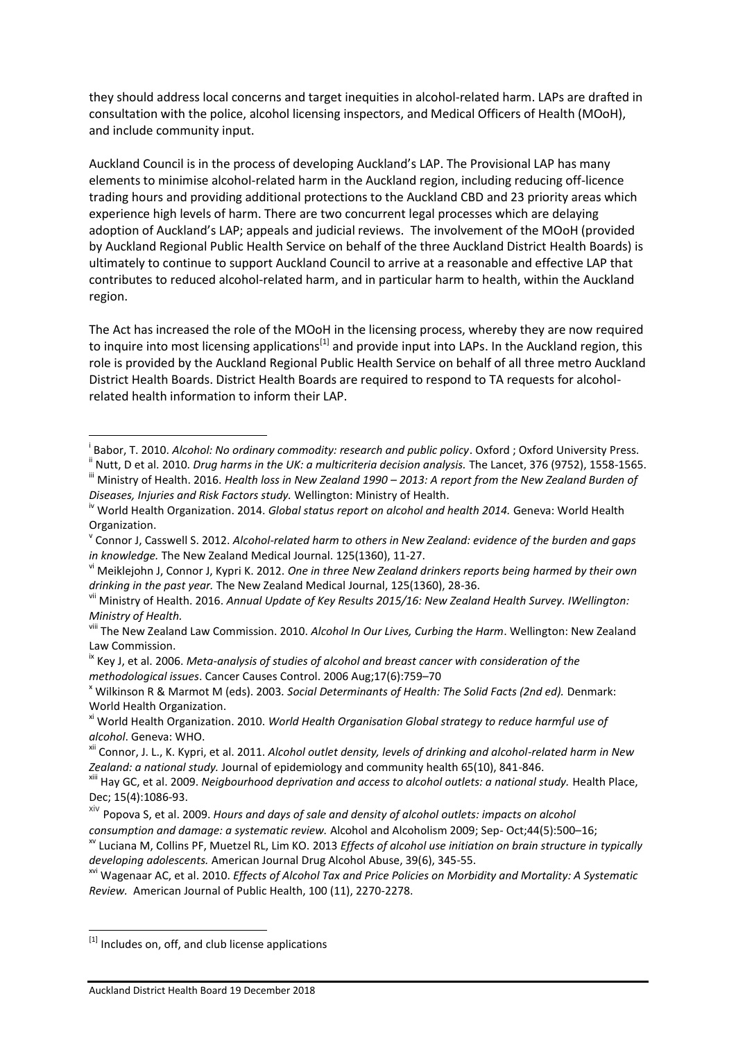they should address local concerns and target inequities in alcohol-related harm. LAPs are drafted in consultation with the police, alcohol licensing inspectors, and Medical Officers of Health (MOoH), and include community input.

Auckland Council is in the process of developing Auckland's LAP. The Provisional LAP has many elements to minimise alcohol-related harm in the Auckland region, including reducing off-licence trading hours and providing additional protections to the Auckland CBD and 23 priority areas which experience high levels of harm. There are two concurrent legal processes which are delaying adoption of Auckland's LAP; appeals and judicial reviews. The involvement of the MOoH (provided by Auckland Regional Public Health Service on behalf of the three Auckland District Health Boards) is ultimately to continue to support Auckland Council to arrive at a reasonable and effective LAP that contributes to reduced alcohol-related harm, and in particular harm to health, within the Auckland region.

The Act has increased the role of the MOoH in the licensing process, whereby they are now required to inquire into most licensing applications[1] and provide input into LAPs. In the Auckland region, this role is provided by the Auckland Regional Public Health Service on behalf of all three metro Auckland District Health Boards. District Health Boards are required to respond to TA requests for alcohol-related health information to inform their LAP.

---

[i] Babor, T. 2010. *Alcohol: No ordinary commodity: research and public policy*. Oxford ; Oxford University Press.

[ii] Nutt, D et al. 2010. *Drug harms in the UK: a multicriteria decision analysis.* The Lancet, 376 (9752), 1558-1565.

[iii] Ministry of Health. 2016. *Health loss in New Zealand 1990 – 2013: A report from the New Zealand Burden of Diseases, Injuries and Risk Factors study.* Wellington: Ministry of Health.

[iv] World Health Organization. 2014. *Global status report on alcohol and health 2014.* Geneva: World Health Organization.

[v] Connor J, Casswell S. 2012. *Alcohol-related harm to others in New Zealand: evidence of the burden and gaps in knowledge.* The New Zealand Medical Journal. 125(1360), 11-27.

[vi] Meiklejohn J, Connor J, Kypri K. 2012. *One in three New Zealand drinkers reports being harmed by their own drinking in the past year.* The New Zealand Medical Journal, 125(1360), 28-36.

[vii] Ministry of Health. 2016. *Annual Update of Key Results 2015/16: New Zealand Health Survey. IWellington: Ministry of Health.*

[viii] The New Zealand Law Commission. 2010. *Alcohol In Our Lives, Curbing the Harm*. Wellington: New Zealand Law Commission.

[ix] Key J, et al. 2006. *Meta-analysis of studies of alcohol and breast cancer with consideration of the methodological issues*. Cancer Causes Control. 2006 Aug;17(6):759–70

[x] Wilkinson R & Marmot M (eds). 2003. *Social Determinants of Health: The Solid Facts (2nd ed).* Denmark: World Health Organization.

[xi] World Health Organization. 2010. *World Health Organisation Global strategy to reduce harmful use of alcohol*. Geneva: WHO.

[xii] Connor, J. L., K. Kypri, et al. 2011. *Alcohol outlet density, levels of drinking and alcohol-related harm in New Zealand: a national study.* Journal of epidemiology and community health 65(10), 841-846.

[xiii] Hay GC, et al. 2009. *Neigbourhood deprivation and access to alcohol outlets: a national study.* Health Place, Dec; 15(4):1086-93.

[xiv] Popova S, et al. 2009. *Hours and days of sale and density of alcohol outlets: impacts on alcohol consumption and damage: a systematic review.* Alcohol and Alcoholism 2009; Sep- Oct;44(5):500–16;

[xv] Luciana M, Collins PF, Muetzel RL, Lim KO. 2013 *Effects of alcohol use initiation on brain structure in typically developing adolescents.* American Journal Drug Alcohol Abuse, 39(6), 345-55.

[xvi] Wagenaar AC, et al. 2010. *Effects of Alcohol Tax and Price Policies on Morbidity and Mortality: A Systematic Review.* American Journal of Public Health, 100 (11), 2270-2278.

---

[1] Includes on, off, and club license applications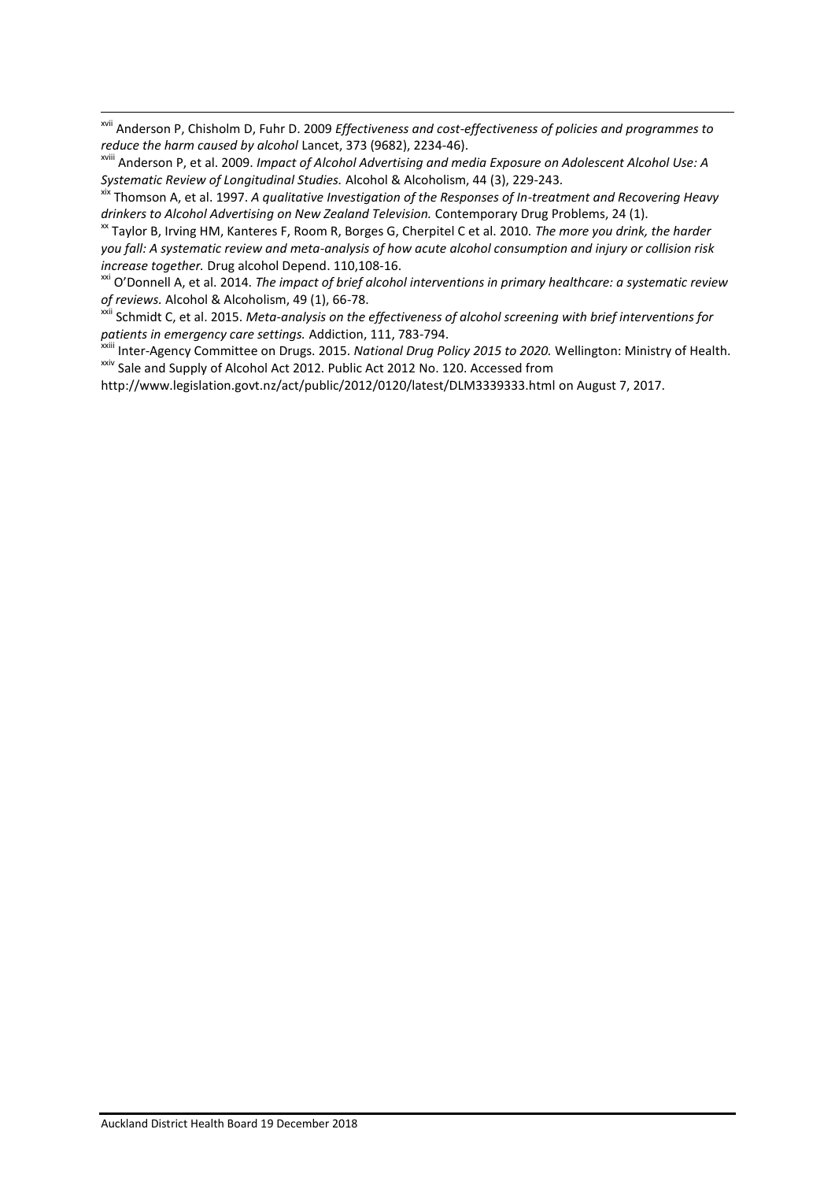[xvii] Anderson P, Chisholm D, Fuhr D. 2009 *Effectiveness and cost-effectiveness of policies and programmes to reduce the harm caused by alcohol* Lancet, 373 (9682), 2234-46).

[xviii] Anderson P, et al. 2009. *Impact of Alcohol Advertising and media Exposure on Adolescent Alcohol Use: A Systematic Review of Longitudinal Studies.* Alcohol & Alcoholism, 44 (3), 229-243.

[xix] Thomson A, et al. 1997. *A qualitative Investigation of the Responses of In-treatment and Recovering Heavy drinkers to Alcohol Advertising on New Zealand Television.* Contemporary Drug Problems, 24 (1).

[xx] Taylor B, Irving HM, Kanteres F, Room R, Borges G, Cherpitel C et al. 2010. *The more you drink, the harder you fall: A systematic review and meta-analysis of how acute alcohol consumption and injury or collision risk increase together.* Drug alcohol Depend. 110,108-16.

[xxi] O'Donnell A, et al. 2014. *The impact of brief alcohol interventions in primary healthcare: a systematic review of reviews.* Alcohol & Alcoholism, 49 (1), 66-78.

[xxii] Schmidt C, et al. 2015. *Meta-analysis on the effectiveness of alcohol screening with brief interventions for patients in emergency care settings.* Addiction, 111, 783-794.

[xxiii] Inter-Agency Committee on Drugs. 2015. *National Drug Policy 2015 to 2020.* Wellington: Ministry of Health.

[xxiv] Sale and Supply of Alcohol Act 2012. Public Act 2012 No. 120. Accessed from http://www.legislation.govt.nz/act/public/2012/0120/latest/DLM3339333.html on August 7, 2017.